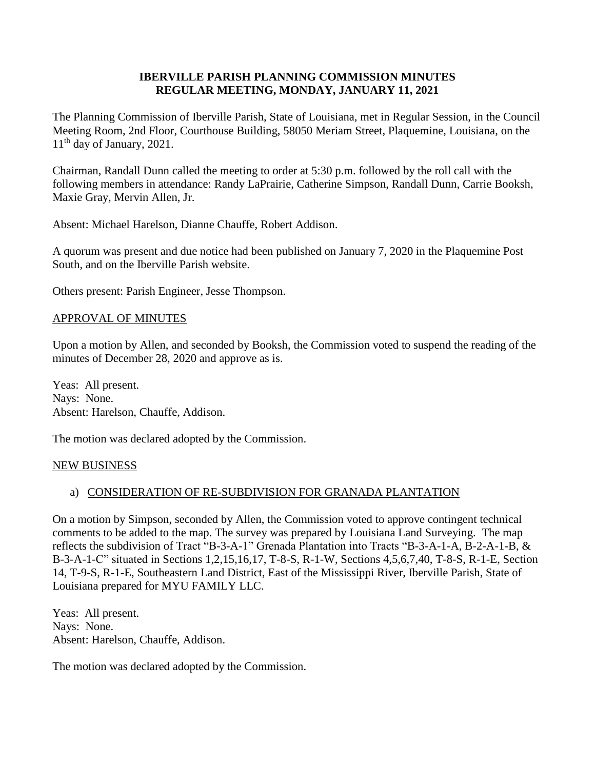**IBERVILLE PARISH PLANNING COMMISSION MINUTES**
**REGULAR MEETING, MONDAY, JANUARY 11, 2021**

The Planning Commission of Iberville Parish, State of Louisiana, met in Regular Session, in the Council Meeting Room, 2nd Floor, Courthouse Building, 58050 Meriam Street, Plaquemine, Louisiana, on the 11th day of January, 2021.

Chairman, Randall Dunn called the meeting to order at 5:30 p.m. followed by the roll call with the following members in attendance: Randy LaPrairie, Catherine Simpson, Randall Dunn, Carrie Booksh, Maxie Gray, Mervin Allen, Jr.

Absent: Michael Harelson, Dianne Chauffe, Robert Addison.

A quorum was present and due notice had been published on January 7, 2020 in the Plaquemine Post South, and on the Iberville Parish website.

Others present: Parish Engineer, Jesse Thompson.

APPROVAL OF MINUTES

Upon a motion by Allen, and seconded by Booksh, the Commission voted to suspend the reading of the minutes of December 28, 2020 and approve as is.

Yeas: All present.
Nays: None.
Absent: Harelson, Chauffe, Addison.

The motion was declared adopted by the Commission.

NEW BUSINESS

a) CONSIDERATION OF RE-SUBDIVISION FOR GRANADA PLANTATION

On a motion by Simpson, seconded by Allen, the Commission voted to approve contingent technical comments to be added to the map. The survey was prepared by Louisiana Land Surveying. The map reflects the subdivision of Tract "B-3-A-1" Grenada Plantation into Tracts "B-3-A-1-A, B-2-A-1-B, & B-3-A-1-C" situated in Sections 1,2,15,16,17, T-8-S, R-1-W, Sections 4,5,6,7,40, T-8-S, R-1-E, Section 14, T-9-S, R-1-E, Southeastern Land District, East of the Mississippi River, Iberville Parish, State of Louisiana prepared for MYU FAMILY LLC.

Yeas: All present.
Nays: None.
Absent: Harelson, Chauffe, Addison.

The motion was declared adopted by the Commission.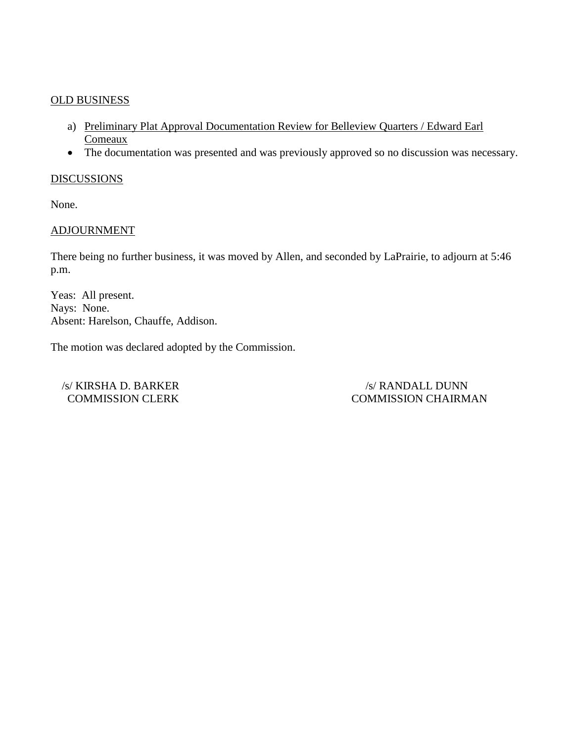<u>OLD BUSINESS</u>

a) <u>Preliminary Plat Approval Documentation Review for Belleview Quarters / Edward Earl Comeaux</u>

- The documentation was presented and was previously approved so no discussion was necessary.

<u>DISCUSSIONS</u>

None.

<u>ADJOURNMENT</u>

There being no further business, it was moved by Allen, and seconded by LaPrairie, to adjourn at 5:46 p.m.

Yeas: All present.
Nays: None.
Absent: Harelson, Chauffe, Addison.

The motion was declared adopted by the Commission.

/s/ KIRSHA D. BARKER
COMMISSION CLERK

/s/ RANDALL DUNN
COMMISSION CHAIRMAN